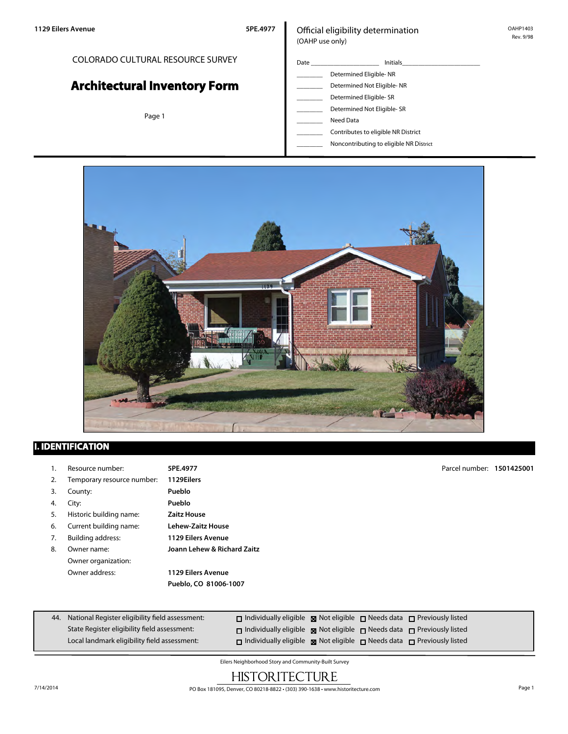**1129 Eilers Avenue** **5PE.4977**

COLORADO CULTURAL RESOURCE SURVEY

# Architectural Inventory Form

Page 1

Official eligibility determination
(OAHP use only)

OAHP1403
Rev. 9/98

Date ____________________ Initials______________________

_______ Determined Eligible- NR
_______ Determined Not Eligible- NR
_______ Determined Eligible- SR
_______ Determined Not Eligible- SR
_______ Need Data
_______ Contributes to eligible NR District
_______ Noncontributing to eligible NR District

## I. IDENTIFICATION

Parcel number: **1501425001**

1. Resource number: **5PE.4977**
2. Temporary resource number: **1129Eilers**
3. County: **Pueblo**
4. City: **Pueblo**
5. Historic building name: **Zaitz House**
6. Current building name: **Lehew-Zaitz House**
7. Building address: **1129 Eilers Avenue**
8. Owner name: **Joann Lehew & Richard Zaitz**
   Owner organization:
   Owner address: **1129 Eilers Avenue**
   **Pueblo, CO 81006-1007**

44. National Register eligibility field assessment: ☐ Individually eligible ☒ Not eligible ☐ Needs data ☐ Previously listed
    State Register eligibility field assessment: ☐ Individually eligible ☒ Not eligible ☐ Needs data ☐ Previously listed
    Local landmark eligibility field assessment: ☐ Individually eligible ☒ Not eligible ☐ Needs data ☐ Previously listed

Eilers Neighborhood Story and Community-Built Survey

HISTORITECTURE

7/14/2014 PO Box 181095, Denver, CO 80218-8822 • (303) 390-1638 • www.historitecture.com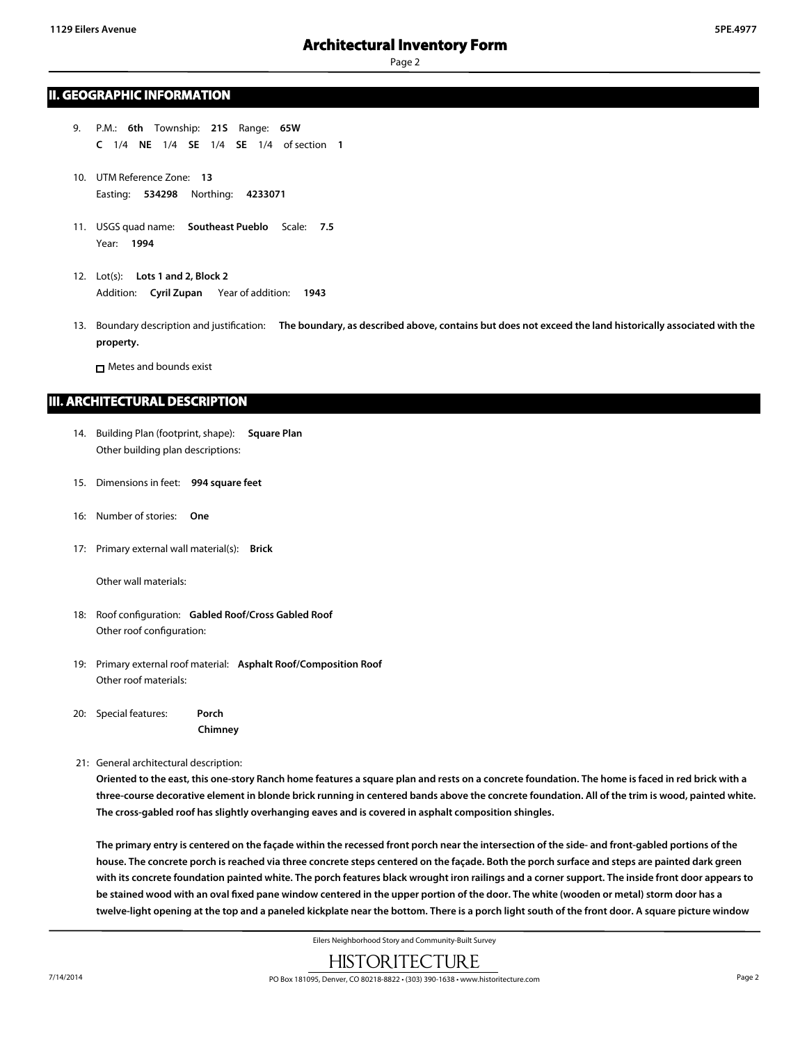## II. GEOGRAPHIC INFORMATION

9. P.M.: **6th** Township: **21S** Range: **65W**
   **C** 1/4 **NE** 1/4 **SE** 1/4 **SE** 1/4 of section **1**

10. UTM Reference Zone: **13**
    Easting: **534298** Northing: **4233071**

11. USGS quad name: **Southeast Pueblo** Scale: **7.5**
    Year: **1994**

12. Lot(s): **Lots 1 and 2, Block 2**
    Addition: **Cyril Zupan** Year of addition: **1943**

13. Boundary description and justification: **The boundary, as described above, contains but does not exceed the land historically associated with the property.**

    ☐ Metes and bounds exist

## III. ARCHITECTURAL DESCRIPTION

14. Building Plan (footprint, shape): **Square Plan**
    Other building plan descriptions:

15. Dimensions in feet: **994 square feet**

16: Number of stories: **One**

17: Primary external wall material(s): **Brick**

    Other wall materials:

18: Roof configuration: **Gabled Roof/Cross Gabled Roof**
    Other roof configuration:

19: Primary external roof material: **Asphalt Roof/Composition Roof**
    Other roof materials:

20: Special features: **Porch**
    **Chimney**

21: General architectural description:

**Oriented to the east, this one-story Ranch home features a square plan and rests on a concrete foundation. The home is faced in red brick with a three-course decorative element in blonde brick running in centered bands above the concrete foundation. All of the trim is wood, painted white. The cross-gabled roof has slightly overhanging eaves and is covered in asphalt composition shingles.**

**The primary entry is centered on the façade within the recessed front porch near the intersection of the side- and front-gabled portions of the house. The concrete porch is reached via three concrete steps centered on the façade. Both the porch surface and steps are painted dark green with its concrete foundation painted white. The porch features black wrought iron railings and a corner support. The inside front door appears to be stained wood with an oval fixed pane window centered in the upper portion of the door. The white (wooden or metal) storm door has a twelve-light opening at the top and a paneled kickplate near the bottom. There is a porch light south of the front door. A square picture window**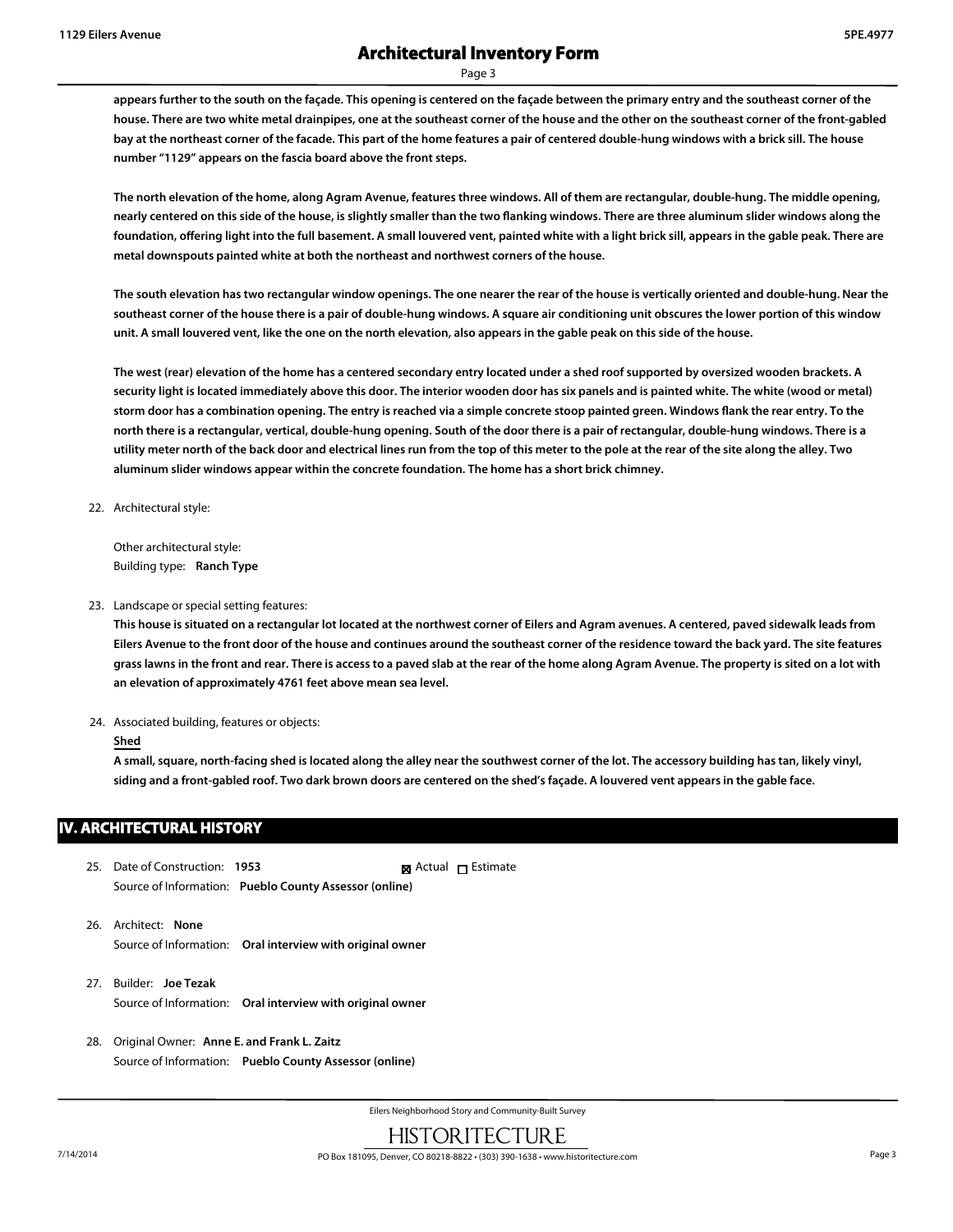**appears further to the south on the façade. This opening is centered on the façade between the primary entry and the southeast corner of the house. There are two white metal drainpipes, one at the southeast corner of the house and the other on the southeast corner of the front-gabled bay at the northeast corner of the facade. This part of the home features a pair of centered double-hung windows with a brick sill. The house number "1129" appears on the fascia board above the front steps.**

**The north elevation of the home, along Agram Avenue, features three windows. All of them are rectangular, double-hung. The middle opening, nearly centered on this side of the house, is slightly smaller than the two flanking windows. There are three aluminum slider windows along the foundation, offering light into the full basement. A small louvered vent, painted white with a light brick sill, appears in the gable peak. There are metal downspouts painted white at both the northeast and northwest corners of the house.**

**The south elevation has two rectangular window openings. The one nearer the rear of the house is vertically oriented and double-hung. Near the southeast corner of the house there is a pair of double-hung windows. A square air conditioning unit obscures the lower portion of this window unit. A small louvered vent, like the one on the north elevation, also appears in the gable peak on this side of the house.**

**The west (rear) elevation of the home has a centered secondary entry located under a shed roof supported by oversized wooden brackets. A security light is located immediately above this door. The interior wooden door has six panels and is painted white. The white (wood or metal) storm door has a combination opening. The entry is reached via a simple concrete stoop painted green. Windows flank the rear entry. To the north there is a rectangular, vertical, double-hung opening. South of the door there is a pair of rectangular, double-hung windows. There is a utility meter north of the back door and electrical lines run from the top of this meter to the pole at the rear of the site along the alley. Two aluminum slider windows appear within the concrete foundation. The home has a short brick chimney.**

22. Architectural style:

    Other architectural style:
    Building type: **Ranch Type**

23. Landscape or special setting features:

    **This house is situated on a rectangular lot located at the northwest corner of Eilers and Agram avenues. A centered, paved sidewalk leads from Eilers Avenue to the front door of the house and continues around the southeast corner of the residence toward the back yard. The site features grass lawns in the front and rear. There is access to a paved slab at the rear of the home along Agram Avenue. The property is sited on a lot with an elevation of approximately 4761 feet above mean sea level.**

24. Associated building, features or objects:

    **Shed**

    **A small, square, north-facing shed is located along the alley near the southwest corner of the lot. The accessory building has tan, likely vinyl, siding and a front-gabled roof. Two dark brown doors are centered on the shed's façade. A louvered vent appears in the gable face.**

## IV. ARCHITECTURAL HISTORY

25. Date of Construction: **1953** ☒ Actual ☐ Estimate
    Source of Information: **Pueblo County Assessor (online)**

26. Architect: **None**
    Source of Information: **Oral interview with original owner**

27. Builder: **Joe Tezak**
    Source of Information: **Oral interview with original owner**

28. Original Owner: **Anne E. and Frank L. Zaitz**
    Source of Information: **Pueblo County Assessor (online)**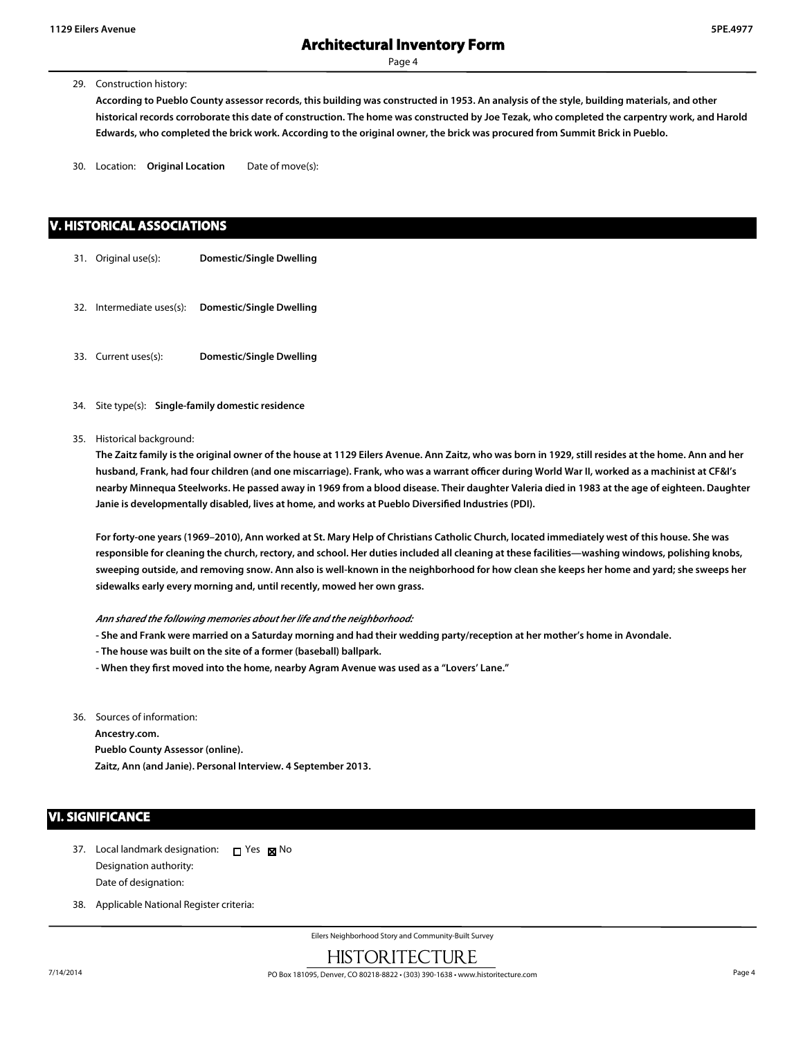29. Construction history:

    **According to Pueblo County assessor records, this building was constructed in 1953. An analysis of the style, building materials, and other historical records corroborate this date of construction. The home was constructed by Joe Tezak, who completed the carpentry work, and Harold Edwards, who completed the brick work. According to the original owner, the brick was procured from Summit Brick in Pueblo.**

30. Location: **Original Location** Date of move(s):

## V. HISTORICAL ASSOCIATIONS

31. Original use(s): **Domestic/Single Dwelling**

32. Intermediate uses(s): **Domestic/Single Dwelling**

33. Current uses(s): **Domestic/Single Dwelling**

34. Site type(s): **Single-family domestic residence**

35. Historical background:

    **The Zaitz family is the original owner of the house at 1129 Eilers Avenue. Ann Zaitz, who was born in 1929, still resides at the home. Ann and her husband, Frank, had four children (and one miscarriage). Frank, who was a warrant officer during World War II, worked as a machinist at CF&I's nearby Minnequa Steelworks. He passed away in 1969 from a blood disease. Their daughter Valeria died in 1983 at the age of eighteen. Daughter Janie is developmentally disabled, lives at home, and works at Pueblo Diversified Industries (PDI).**

    **For forty-one years (1969–2010), Ann worked at St. Mary Help of Christians Catholic Church, located immediately west of this house. She was responsible for cleaning the church, rectory, and school. Her duties included all cleaning at these facilities—washing windows, polishing knobs, sweeping outside, and removing snow. Ann also is well-known in the neighborhood for how clean she keeps her home and yard; she sweeps her sidewalks early every morning and, until recently, mowed her own grass.**

    ***Ann shared the following memories about her life and the neighborhood:***

    **- She and Frank were married on a Saturday morning and had their wedding party/reception at her mother's home in Avondale.**

    **- The house was built on the site of a former (baseball) ballpark.**

    **- When they first moved into the home, nearby Agram Avenue was used as a "Lovers' Lane."**

36. Sources of information:

    **Ancestry.com.**

    **Pueblo County Assessor (online).**

    **Zaitz, Ann (and Janie). Personal Interview. 4 September 2013.**

## VI. SIGNIFICANCE

37. Local landmark designation: ☐ Yes ☒ No

    Designation authority:

    Date of designation:

38. Applicable National Register criteria: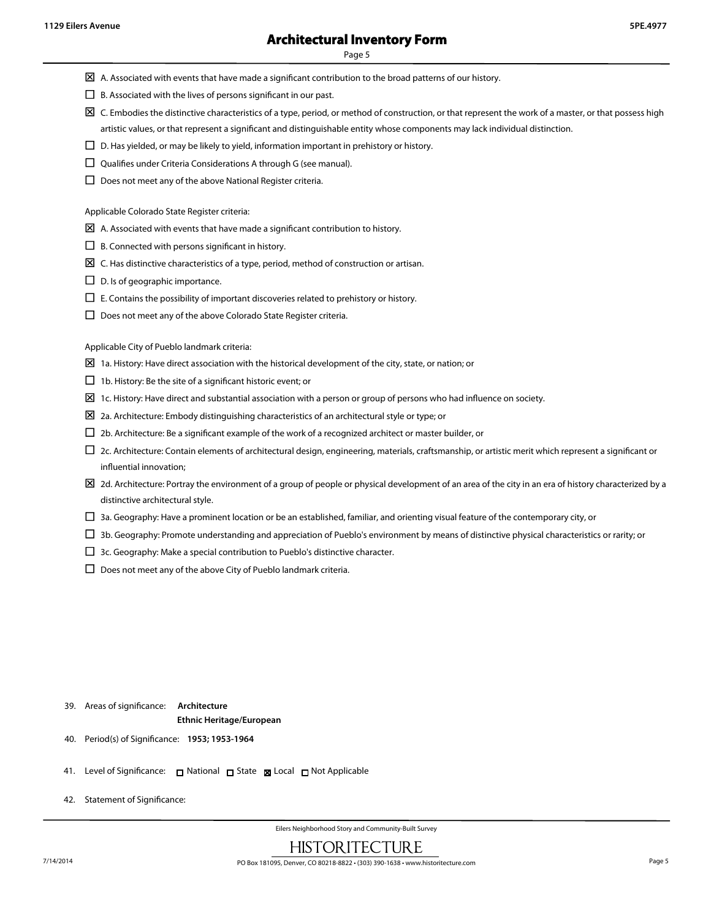- ☒ A. Associated with events that have made a significant contribution to the broad patterns of our history.
- ☐ B. Associated with the lives of persons significant in our past.
- ☒ C. Embodies the distinctive characteristics of a type, period, or method of construction, or that represent the work of a master, or that possess high artistic values, or that represent a significant and distinguishable entity whose components may lack individual distinction.
- ☐ D. Has yielded, or may be likely to yield, information important in prehistory or history.
- ☐ Qualifies under Criteria Considerations A through G (see manual).
- ☐ Does not meet any of the above National Register criteria.

Applicable Colorado State Register criteria:

- ☒ A. Associated with events that have made a significant contribution to history.
- ☐ B. Connected with persons significant in history.
- ☒ C. Has distinctive characteristics of a type, period, method of construction or artisan.
- ☐ D. Is of geographic importance.
- ☐ E. Contains the possibility of important discoveries related to prehistory or history.
- ☐ Does not meet any of the above Colorado State Register criteria.

Applicable City of Pueblo landmark criteria:

- ☒ 1a. History: Have direct association with the historical development of the city, state, or nation; or
- ☐ 1b. History: Be the site of a significant historic event; or
- ☒ 1c. History: Have direct and substantial association with a person or group of persons who had influence on society.
- ☒ 2a. Architecture: Embody distinguishing characteristics of an architectural style or type; or
- ☐ 2b. Architecture: Be a significant example of the work of a recognized architect or master builder, or
- ☐ 2c. Architecture: Contain elements of architectural design, engineering, materials, craftsmanship, or artistic merit which represent a significant or influential innovation;
- ☒ 2d. Architecture: Portray the environment of a group of people or physical development of an area of the city in an era of history characterized by a distinctive architectural style.
- ☐ 3a. Geography: Have a prominent location or be an established, familiar, and orienting visual feature of the contemporary city, or
- ☐ 3b. Geography: Promote understanding and appreciation of Pueblo's environment by means of distinctive physical characteristics or rarity; or
- ☐ 3c. Geography: Make a special contribution to Pueblo's distinctive character.
- ☐ Does not meet any of the above City of Pueblo landmark criteria.

39. Areas of significance: **Architecture**
    **Ethnic Heritage/European**

40. Period(s) of Significance: **1953; 1953-1964**

41. Level of Significance: ☐ National ☐ State ☒ Local ☐ Not Applicable

42. Statement of Significance: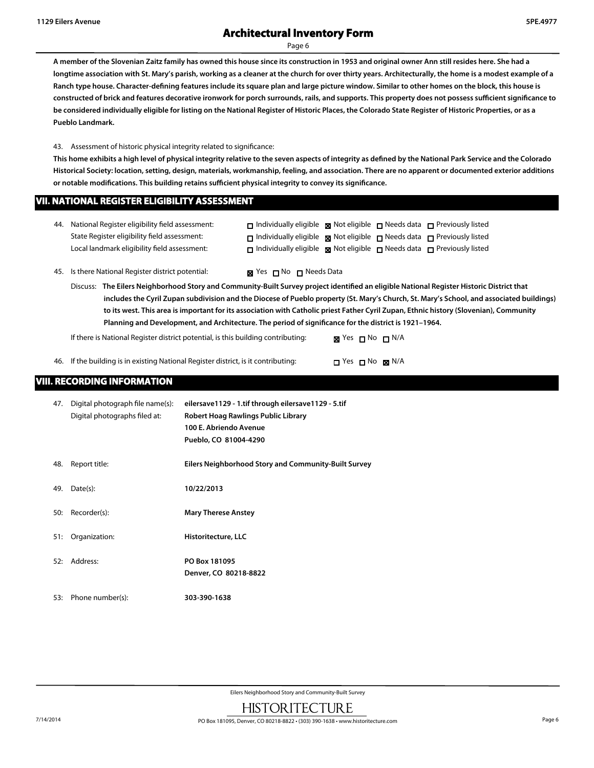**A member of the Slovenian Zaitz family has owned this house since its construction in 1953 and original owner Ann still resides here. She had a longtime association with St. Mary's parish, working as a cleaner at the church for over thirty years. Architecturally, the home is a modest example of a Ranch type house. Character-defining features include its square plan and large picture window. Similar to other homes on the block, this house is constructed of brick and features decorative ironwork for porch surrounds, rails, and supports. This property does not possess sufficient significance to be considered individually eligible for listing on the National Register of Historic Places, the Colorado State Register of Historic Properties, or as a Pueblo Landmark.**

43. Assessment of historic physical integrity related to significance:

**This home exhibits a high level of physical integrity relative to the seven aspects of integrity as defined by the National Park Service and the Colorado Historical Society: location, setting, design, materials, workmanship, feeling, and association. There are no apparent or documented exterior additions or notable modifications. This building retains sufficient physical integrity to convey its significance.**

## VII. NATIONAL REGISTER ELIGIBILITY ASSESSMENT

44. National Register eligibility field assessment: ☐ Individually eligible ☒ Not eligible ☐ Needs data ☐ Previously listed
State Register eligibility field assessment: ☐ Individually eligible ☒ Not eligible ☐ Needs data ☐ Previously listed
Local landmark eligibility field assessment: ☐ Individually eligible ☒ Not eligible ☐ Needs data ☐ Previously listed

45. Is there National Register district potential: ☒ Yes ☐ No ☐ Needs Data

Discuss: **The Eilers Neighborhood Story and Community-Built Survey project identified an eligible National Register Historic District that includes the Cyril Zupan subdivision and the Diocese of Pueblo property (St. Mary's Church, St. Mary's School, and associated buildings) to its west. This area is important for its association with Catholic priest Father Cyril Zupan, Ethnic history (Slovenian), Community Planning and Development, and Architecture. The period of significance for the district is 1921–1964.**

If there is National Register district potential, is this building contributing: ☒ Yes ☐ No ☐ N/A

46. If the building is in existing National Register district, is it contributing: ☐ Yes ☐ No ☒ N/A

## VIII. RECORDING INFORMATION

47. Digital photograph file name(s): **eilersave1129 - 1.tif through eilersave1129 - 5.tif**
Digital photographs filed at: **Robert Hoag Rawlings Public Library**
**100 E. Abriendo Avenue**
**Pueblo, CO 81004-4290**

48. Report title: **Eilers Neighborhood Story and Community-Built Survey**

49. Date(s): **10/22/2013**

50: Recorder(s): **Mary Therese Anstey**

51: Organization: **Historitecture, LLC**

52: Address: **PO Box 181095**
**Denver, CO 80218-8822**

53: Phone number(s): **303-390-1638**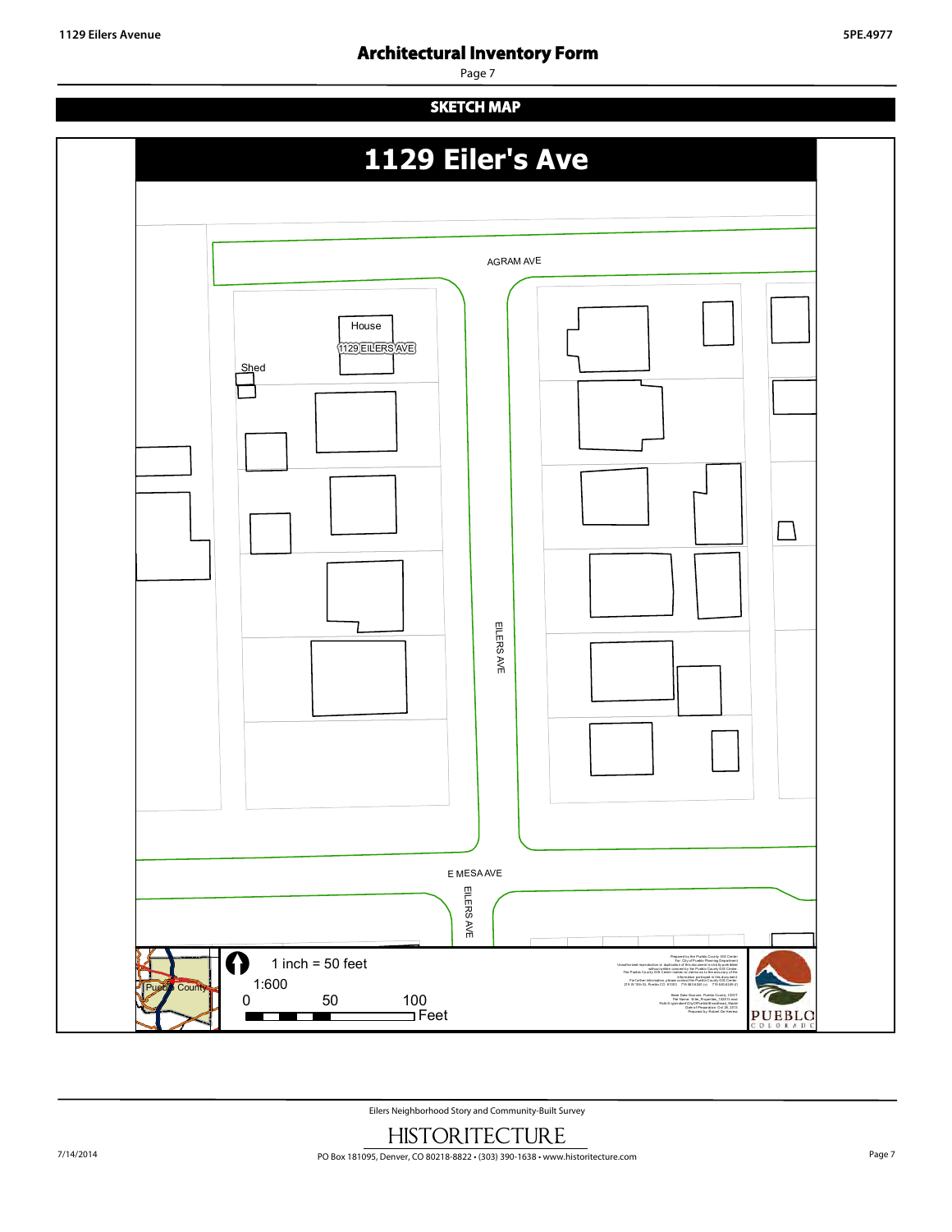## SKETCH MAP

# 1129 Eiler's Ave

AGRAM AVE

House

1129 EILERS AVE

Shed

EILERS AVE

E MESA AVE

EILERS AVE

Pueblo County

1 inch = 50 feet

1:600

0 50 100 Feet

PUEBLO COLORADO

Eilers Neighborhood Story and Community-Built Survey

HISTORITECTURE

PO Box 181095, Denver, CO 80218-8822 • (303) 390-1638 • www.historitecture.com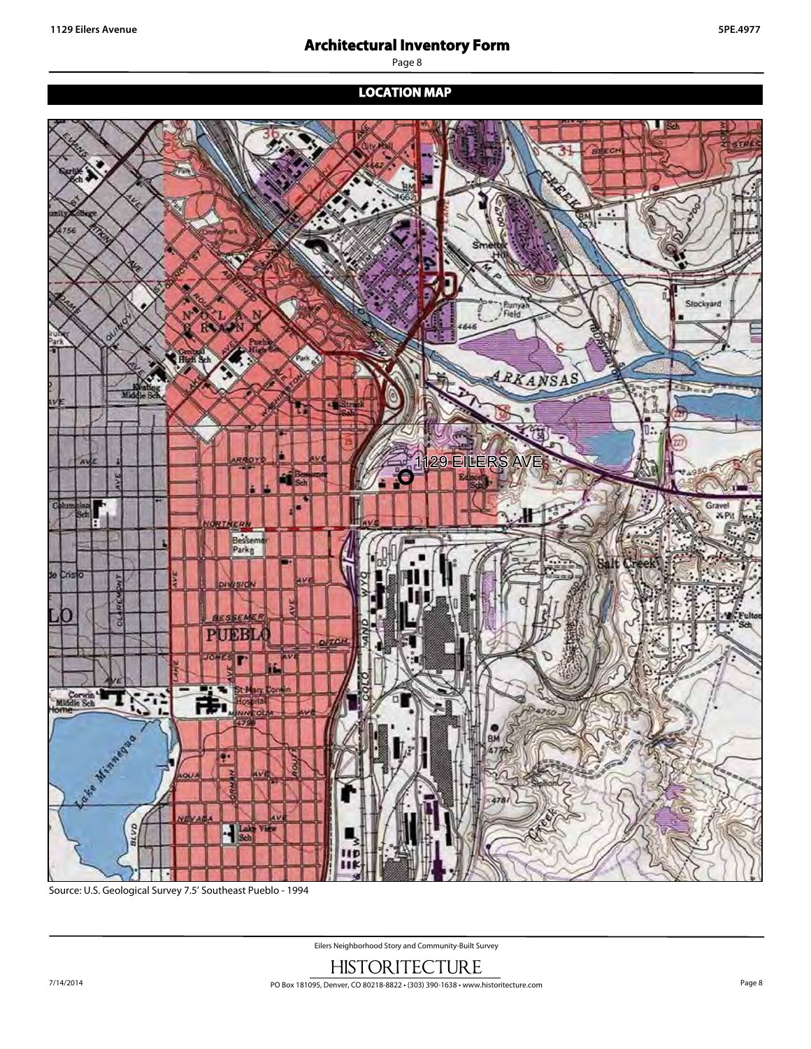## LOCATION MAP

Source: U.S. Geological Survey 7.5' Southeast Pueblo - 1994